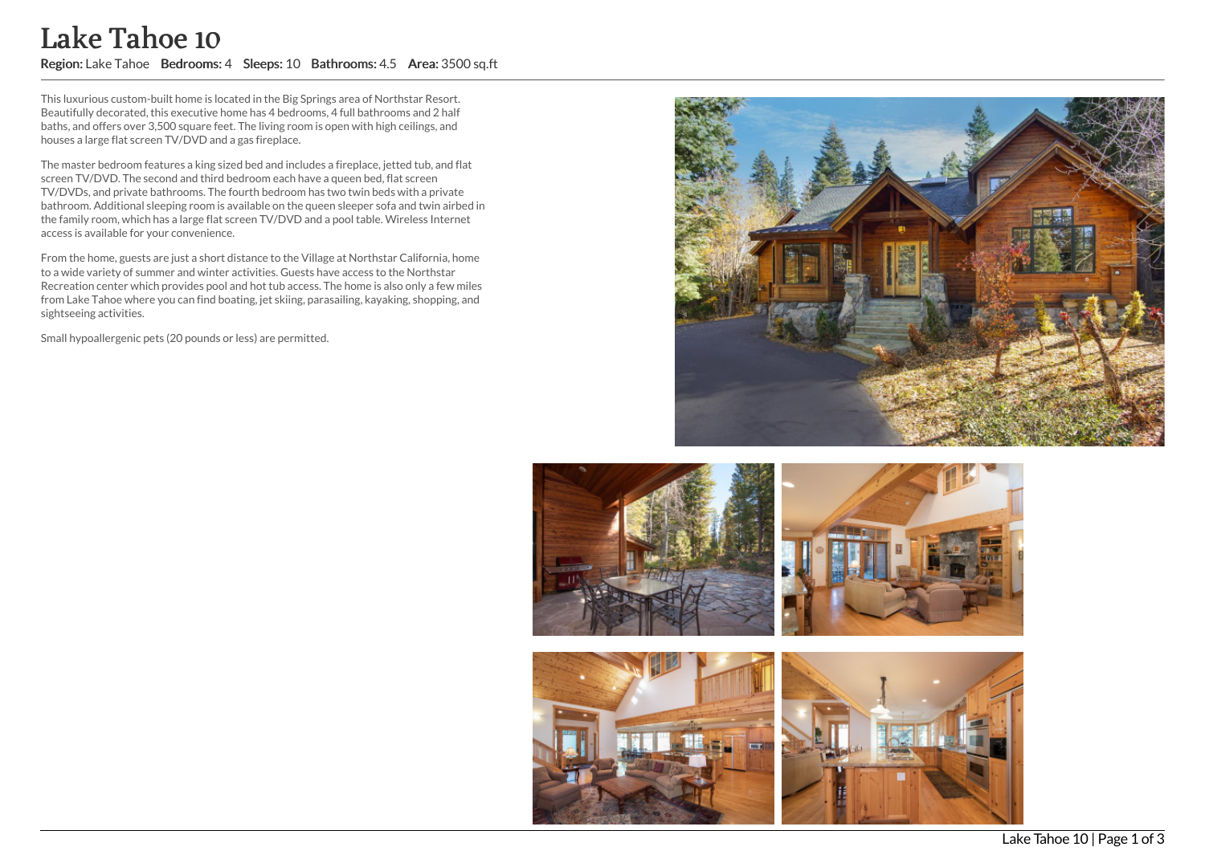# Lake Tahoe 10

**Region:** Lake Tahoe **Bedrooms:** 4 **Sleeps:** 10 **Bathrooms:** 4.5 **Area:** 3500 sq.ft

This luxurious custom-built home is located in the Big Springs area of Northstar Resort. Beautifully decorated, this executive home has 4 bedrooms, 4 full bathrooms and 2 half baths, and offers over 3,500 square feet. The living room is open with high ceilings, and houses a large flat screen TV/DVD and a gas fireplace.

The master bedroom features a king sized bed and includes a fireplace, jetted tub, and flat screen TV/DVD. The second and third bedroom each have a queen bed, flat screen TV/DVDs, and private bathrooms. The fourth bedroom has two twin beds with a private bathroom. Additional sleeping room is available on the queen sleeper sofa and twin airbed in the family room, which has a large flat screen TV/DVD and a pool table. Wireless Internet access is available for your convenience.

From the home, guests are just a short distance to the Village at Northstar California, home to a wide variety of summer and winter activities. Guests have access to the Northstar Recreation center which provides pool and hot tub access. The home is also only a few miles from Lake Tahoe where you can find boating, jet skiing, parasailing, kayaking, shopping, and sightseeing activities.

Small hypoallergenic pets (20 pounds or less) are permitted.